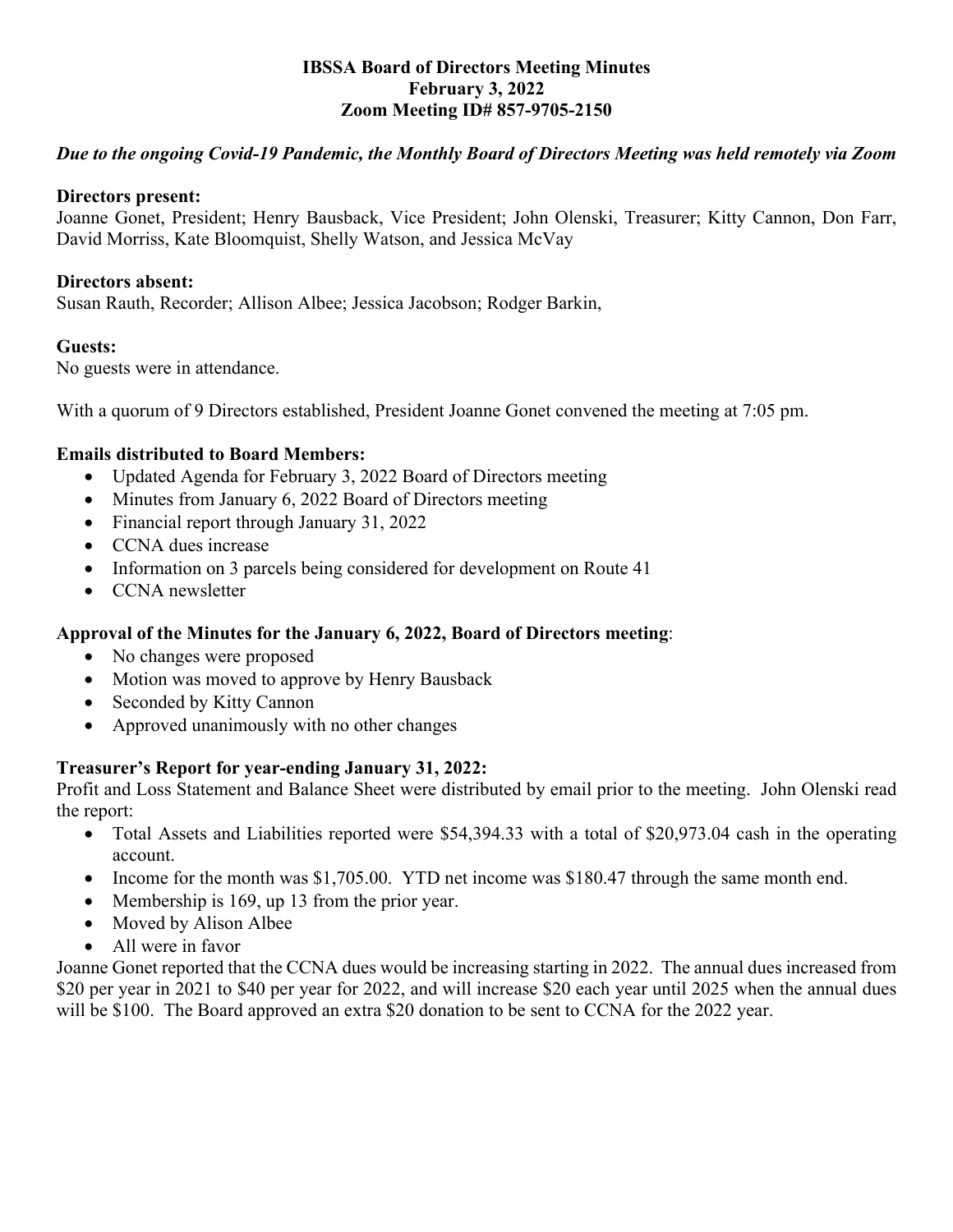# IBSSA Board of Directors Meeting Minutes
## February 3, 2022
## Zoom Meeting ID# 857-9705-2150

***Due to the ongoing Covid-19 Pandemic, the Monthly Board of Directors Meeting was held remotely via Zoom***

**Directors present:**
Joanne Gonet, President; Henry Bausback, Vice President; John Olenski, Treasurer; Kitty Cannon, Don Farr, David Morriss, Kate Bloomquist, Shelly Watson, and Jessica McVay

**Directors absent:**
Susan Rauth, Recorder; Allison Albee; Jessica Jacobson; Rodger Barkin,

**Guests:**
No guests were in attendance.

With a quorum of 9 Directors established, President Joanne Gonet convened the meeting at 7:05 pm.

**Emails distributed to Board Members:**

- Updated Agenda for February 3, 2022 Board of Directors meeting
- Minutes from January 6, 2022 Board of Directors meeting
- Financial report through January 31, 2022
- CCNA dues increase
- Information on 3 parcels being considered for development on Route 41
- CCNA newsletter

**Approval of the Minutes for the January 6, 2022, Board of Directors meeting**:

- No changes were proposed
- Motion was moved to approve by Henry Bausback
- Seconded by Kitty Cannon
- Approved unanimously with no other changes

**Treasurer's Report for year-ending January 31, 2022:**
Profit and Loss Statement and Balance Sheet were distributed by email prior to the meeting. John Olenski read the report:

- Total Assets and Liabilities reported were $54,394.33 with a total of $20,973.04 cash in the operating account.
- Income for the month was $1,705.00. YTD net income was $180.47 through the same month end.
- Membership is 169, up 13 from the prior year.
- Moved by Alison Albee
- All were in favor

Joanne Gonet reported that the CCNA dues would be increasing starting in 2022. The annual dues increased from $20 per year in 2021 to $40 per year for 2022, and will increase $20 each year until 2025 when the annual dues will be $100. The Board approved an extra $20 donation to be sent to CCNA for the 2022 year.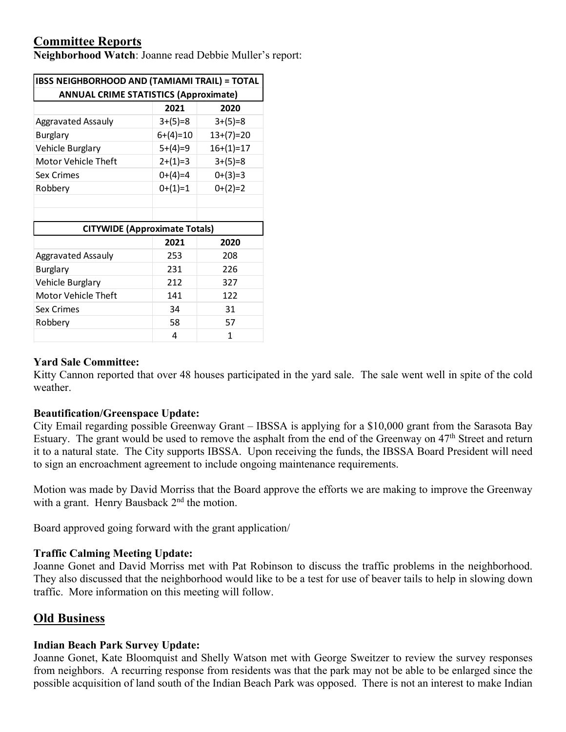## Committee Reports

**Neighborhood Watch**: Joanne read Debbie Muller's report:

| IBSS NEIGHBORHOOD AND (TAMIAMI TRAIL) = TOTAL ANNUAL CRIME STATISTICS (Approximate) | | |
|---|---|---|
| | 2021 | 2020 |
| Aggravated Assauly | 3+(5)=8 | 3+(5)=8 |
| Burglary | 6+(4)=10 | 13+(7)=20 |
| Vehicle Burglary | 5+(4)=9 | 16+(1)=17 |
| Motor Vehicle Theft | 2+(1)=3 | 3+(5)=8 |
| Sex Crimes | 0+(4)=4 | 0+(3)=3 |
| Robbery | 0+(1)=1 | 0+(2)=2 |

| CITYWIDE (Approximate Totals) | | |
|---|---|---|
| | 2021 | 2020 |
| Aggravated Assauly | 253 | 208 |
| Burglary | 231 | 226 |
| Vehicle Burglary | 212 | 327 |
| Motor Vehicle Theft | 141 | 122 |
| Sex Crimes | 34 | 31 |
| Robbery | 58 | 57 |
| | 4 | 1 |

**Yard Sale Committee:**

Kitty Cannon reported that over 48 houses participated in the yard sale. The sale went well in spite of the cold weather.

**Beautification/Greenspace Update:**

City Email regarding possible Greenway Grant – IBSSA is applying for a $10,000 grant from the Sarasota Bay Estuary. The grant would be used to remove the asphalt from the end of the Greenway on 47th Street and return it to a natural state. The City supports IBSSA. Upon receiving the funds, the IBSSA Board President will need to sign an encroachment agreement to include ongoing maintenance requirements.

Motion was made by David Morriss that the Board approve the efforts we are making to improve the Greenway with a grant. Henry Bausback 2nd the motion.

Board approved going forward with the grant application/

**Traffic Calming Meeting Update:**

Joanne Gonet and David Morriss met with Pat Robinson to discuss the traffic problems in the neighborhood. They also discussed that the neighborhood would like to be a test for use of beaver tails to help in slowing down traffic. More information on this meeting will follow.

## Old Business

**Indian Beach Park Survey Update:**

Joanne Gonet, Kate Bloomquist and Shelly Watson met with George Sweitzer to review the survey responses from neighbors. A recurring response from residents was that the park may not be able to be enlarged since the possible acquisition of land south of the Indian Beach Park was opposed. There is not an interest to make Indian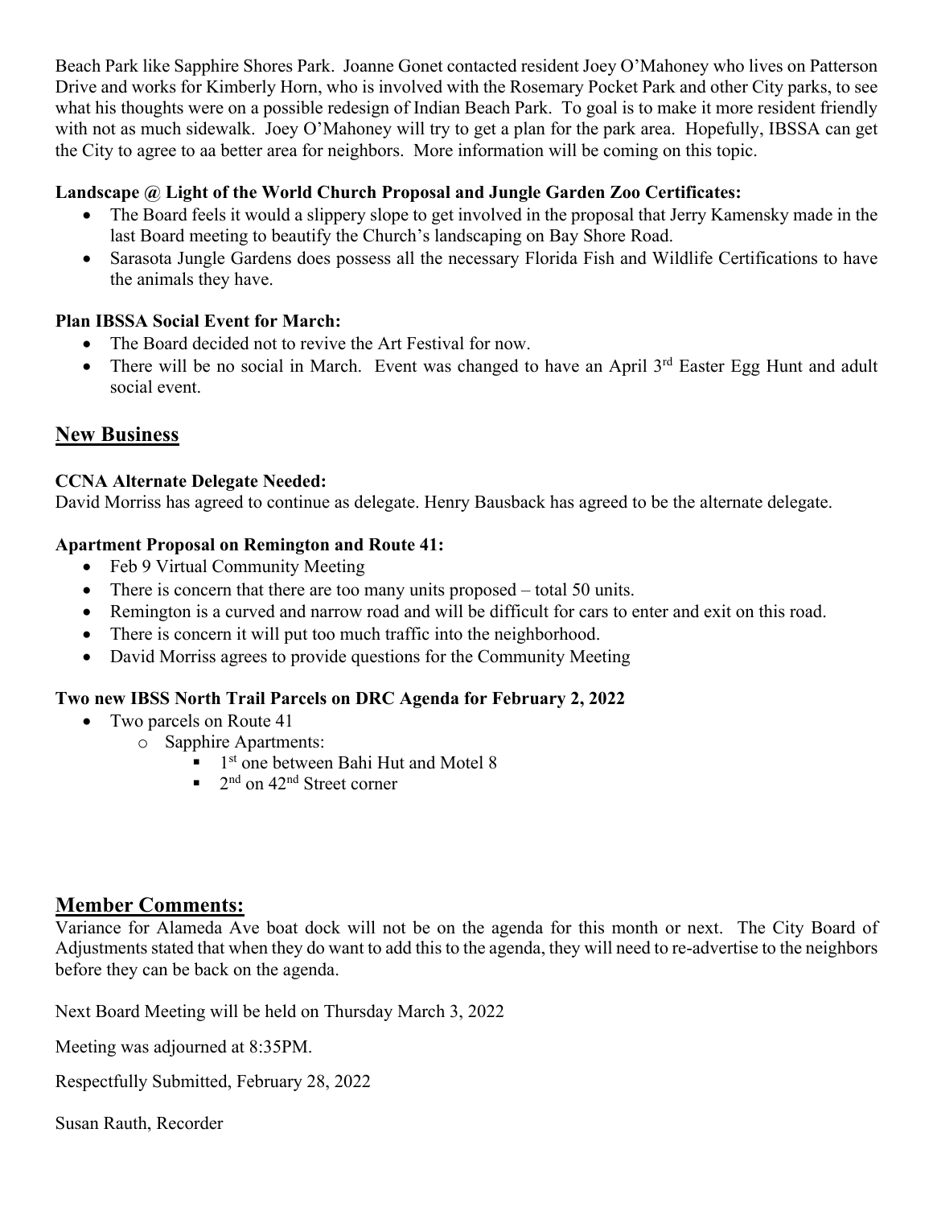Beach Park like Sapphire Shores Park. Joanne Gonet contacted resident Joey O'Mahoney who lives on Patterson Drive and works for Kimberly Horn, who is involved with the Rosemary Pocket Park and other City parks, to see what his thoughts were on a possible redesign of Indian Beach Park. To goal is to make it more resident friendly with not as much sidewalk. Joey O'Mahoney will try to get a plan for the park area. Hopefully, IBSSA can get the City to agree to aa better area for neighbors. More information will be coming on this topic.

**Landscape @ Light of the World Church Proposal and Jungle Garden Zoo Certificates:**

- The Board feels it would a slippery slope to get involved in the proposal that Jerry Kamensky made in the last Board meeting to beautify the Church's landscaping on Bay Shore Road.
- Sarasota Jungle Gardens does possess all the necessary Florida Fish and Wildlife Certifications to have the animals they have.

**Plan IBSSA Social Event for March:**

- The Board decided not to revive the Art Festival for now.
- There will be no social in March. Event was changed to have an April 3rd Easter Egg Hunt and adult social event.

## New Business

**CCNA Alternate Delegate Needed:**

David Morriss has agreed to continue as delegate. Henry Bausback has agreed to be the alternate delegate.

**Apartment Proposal on Remington and Route 41:**

- Feb 9 Virtual Community Meeting
- There is concern that there are too many units proposed – total 50 units.
- Remington is a curved and narrow road and will be difficult for cars to enter and exit on this road.
- There is concern it will put too much traffic into the neighborhood.
- David Morriss agrees to provide questions for the Community Meeting

**Two new IBSS North Trail Parcels on DRC Agenda for February 2, 2022**

- Two parcels on Route 41
  - Sapphire Apartments:
    - 1st one between Bahi Hut and Motel 8
    - 2nd on 42nd Street corner

## Member Comments:

Variance for Alameda Ave boat dock will not be on the agenda for this month or next. The City Board of Adjustments stated that when they do want to add this to the agenda, they will need to re-advertise to the neighbors before they can be back on the agenda.

Next Board Meeting will be held on Thursday March 3, 2022

Meeting was adjourned at 8:35PM.

Respectfully Submitted, February 28, 2022

Susan Rauth, Recorder